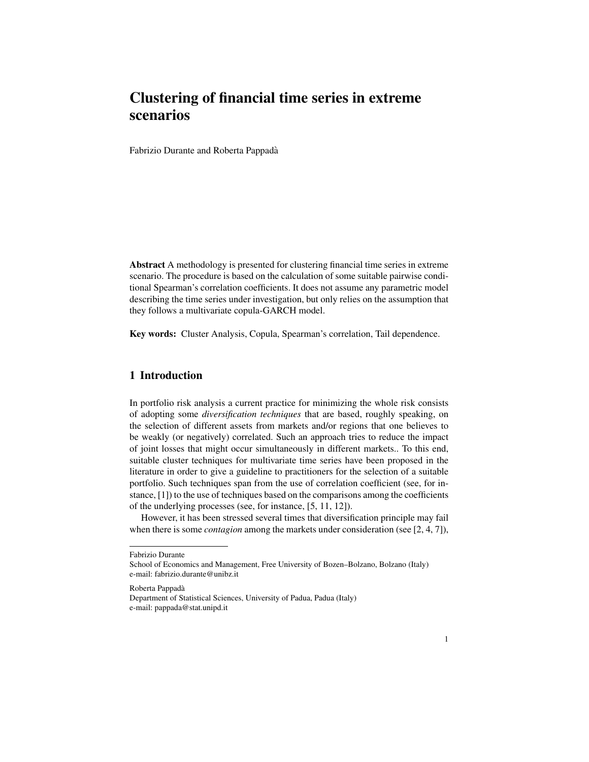# Clustering of financial time series in extreme scenarios

Fabrizio Durante and Roberta Pappadà

**Abstract** A methodology is presented for clustering financial time series in extreme scenario. The procedure is based on the calculation of some suitable pairwise conditional Spearman's correlation coefficients. It does not assume any parametric model describing the time series under investigation, but only relies on the assumption that they follows a multivariate copula-GARCH model.

**Key words:** Cluster Analysis, Copula, Spearman's correlation, Tail dependence.

## 1 Introduction

In portfolio risk analysis a current practice for minimizing the whole risk consists of adopting some *diversification techniques* that are based, roughly speaking, on the selection of different assets from markets and/or regions that one believes to be weakly (or negatively) correlated. Such an approach tries to reduce the impact of joint losses that might occur simultaneously in different markets.. To this end, suitable cluster techniques for multivariate time series have been proposed in the literature in order to give a guideline to practitioners for the selection of a suitable portfolio. Such techniques span from the use of correlation coefficient (see, for instance, [1]) to the use of techniques based on the comparisons among the coefficients of the underlying processes (see, for instance, [5, 11, 12]).

However, it has been stressed several times that diversification principle may fail when there is some *contagion* among the markets under consideration (see [2, 4, 7]),

---

Fabrizio Durante
School of Economics and Management, Free University of Bozen–Bolzano, Bolzano (Italy)
e-mail: fabrizio.durante@unibz.it

Roberta Pappadà
Department of Statistical Sciences, University of Padua, Padua (Italy)
e-mail: pappada@stat.unipd.it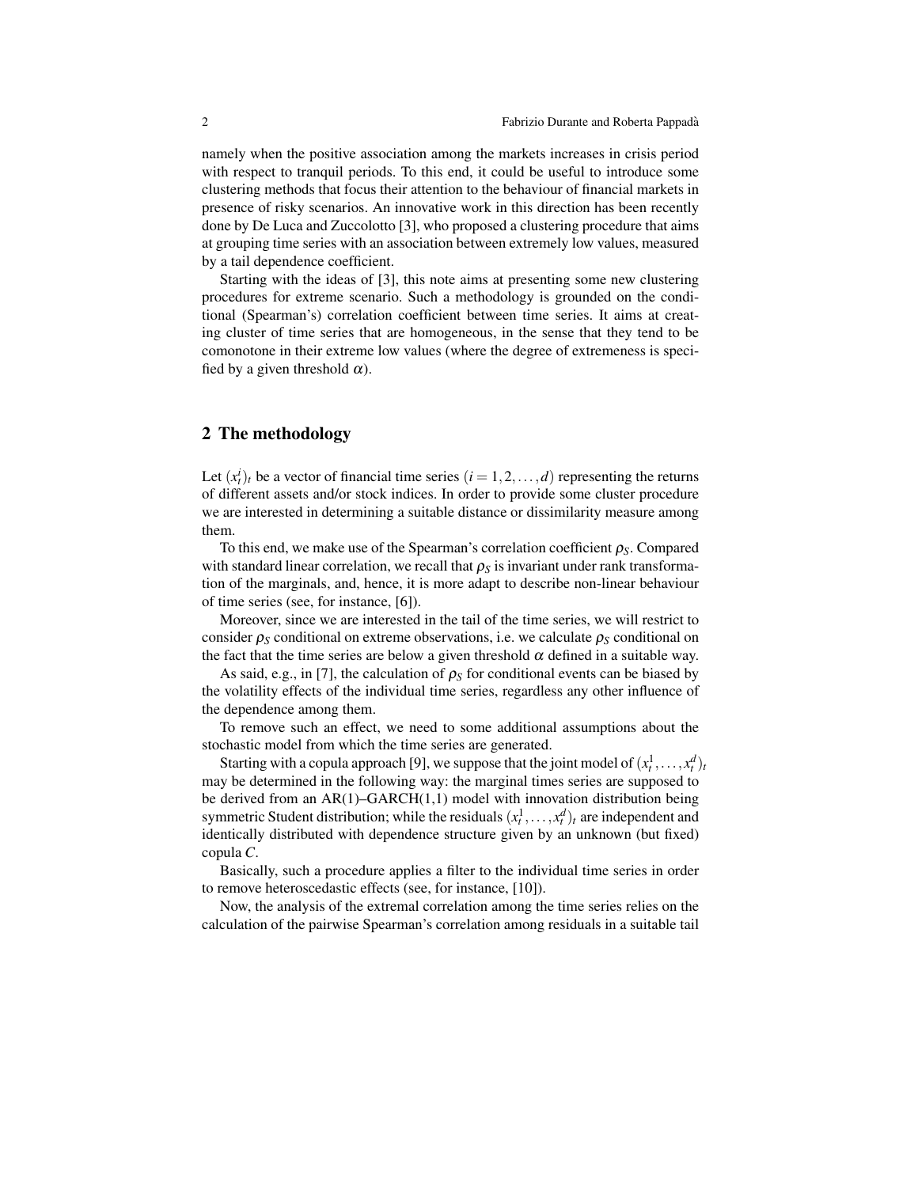namely when the positive association among the markets increases in crisis period with respect to tranquil periods. To this end, it could be useful to introduce some clustering methods that focus their attention to the behaviour of financial markets in presence of risky scenarios. An innovative work in this direction has been recently done by De Luca and Zuccolotto [3], who proposed a clustering procedure that aims at grouping time series with an association between extremely low values, measured by a tail dependence coefficient.

Starting with the ideas of [3], this note aims at presenting some new clustering procedures for extreme scenario. Such a methodology is grounded on the conditional (Spearman's) correlation coefficient between time series. It aims at creating cluster of time series that are homogeneous, in the sense that they tend to be comonotone in their extreme low values (where the degree of extremeness is specified by a given threshold $\alpha$).

## 2 The methodology

Let $(x_t^i)_t$ be a vector of financial time series $(i = 1, 2, \dots, d)$ representing the returns of different assets and/or stock indices. In order to provide some cluster procedure we are interested in determining a suitable distance or dissimilarity measure among them.

To this end, we make use of the Spearman's correlation coefficient $\rho_S$. Compared with standard linear correlation, we recall that $\rho_S$ is invariant under rank transformation of the marginals, and, hence, it is more adapt to describe non-linear behaviour of time series (see, for instance, [6]).

Moreover, since we are interested in the tail of the time series, we will restrict to consider $\rho_S$ conditional on extreme observations, i.e. we calculate $\rho_S$ conditional on the fact that the time series are below a given threshold $\alpha$ defined in a suitable way.

As said, e.g., in [7], the calculation of $\rho_S$ for conditional events can be biased by the volatility effects of the individual time series, regardless any other influence of the dependence among them.

To remove such an effect, we need to some additional assumptions about the stochastic model from which the time series are generated.

Starting with a copula approach [9], we suppose that the joint model of $(x_t^1, \dots, x_t^d)_t$ may be determined in the following way: the marginal times series are supposed to be derived from an AR(1)–GARCH(1,1) model with innovation distribution being symmetric Student distribution; while the residuals $(x_t^1, \dots, x_t^d)_t$ are independent and identically distributed with dependence structure given by an unknown (but fixed) copula $C$.

Basically, such a procedure applies a filter to the individual time series in order to remove heteroscedastic effects (see, for instance, [10]).

Now, the analysis of the extremal correlation among the time series relies on the calculation of the pairwise Spearman's correlation among residuals in a suitable tail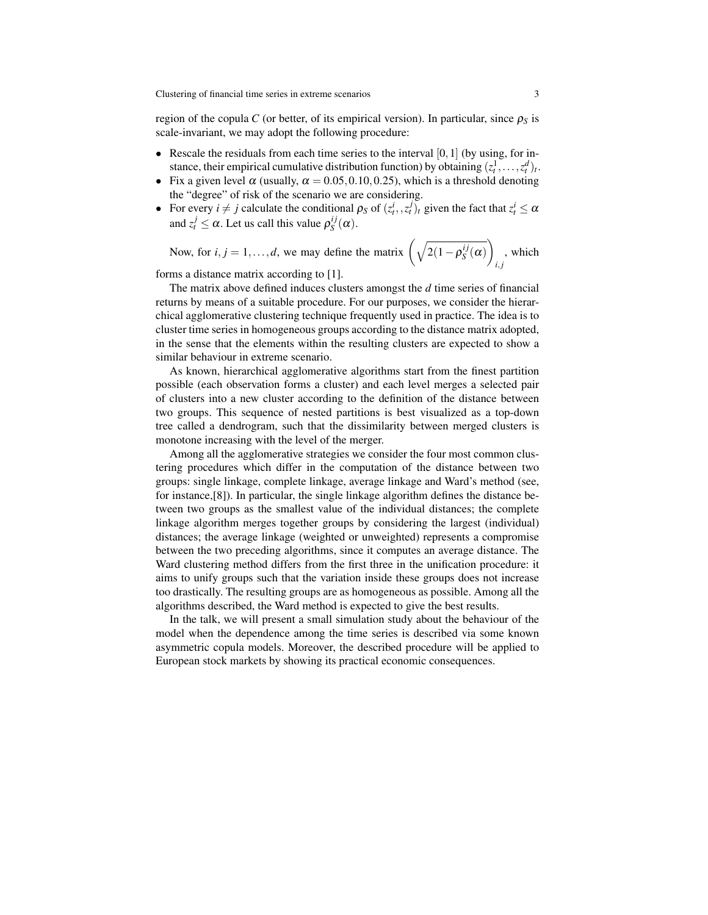region of the copula $C$ (or better, of its empirical version). In particular, since $\rho_S$ is scale-invariant, we may adopt the following procedure:

- Rescale the residuals from each time series to the interval $[0,1]$ (by using, for instance, their empirical cumulative distribution function) by obtaining $(z_t^1, \dots, z_t^d)_t$.
- Fix a given level $\alpha$ (usually, $\alpha = 0.05, 0.10, 0.25$), which is a threshold denoting the "degree" of risk of the scenario we are considering.
- For every $i \neq j$ calculate the conditional $\rho_S$ of $(z_t^i, , z_t^j)_t$ given the fact that $z_t^i \leq \alpha$ and $z_t^j \leq \alpha$. Let us call this value $\rho_S^{ij}(\alpha)$.

Now, for $i, j = 1, \dots, d$, we may define the matrix $\left(\sqrt{2(1-\rho_S^{ij}(\alpha))}\right)_{i,j}$, which forms a distance matrix according to [1].

The matrix above defined induces clusters amongst the $d$ time series of financial returns by means of a suitable procedure. For our purposes, we consider the hierarchical agglomerative clustering technique frequently used in practice. The idea is to cluster time series in homogeneous groups according to the distance matrix adopted, in the sense that the elements within the resulting clusters are expected to show a similar behaviour in extreme scenario.

As known, hierarchical agglomerative algorithms start from the finest partition possible (each observation forms a cluster) and each level merges a selected pair of clusters into a new cluster according to the definition of the distance between two groups. This sequence of nested partitions is best visualized as a top-down tree called a dendrogram, such that the dissimilarity between merged clusters is monotone increasing with the level of the merger.

Among all the agglomerative strategies we consider the four most common clustering procedures which differ in the computation of the distance between two groups: single linkage, complete linkage, average linkage and Ward's method (see, for instance,[8]). In particular, the single linkage algorithm defines the distance between two groups as the smallest value of the individual distances; the complete linkage algorithm merges together groups by considering the largest (individual) distances; the average linkage (weighted or unweighted) represents a compromise between the two preceding algorithms, since it computes an average distance. The Ward clustering method differs from the first three in the unification procedure: it aims to unify groups such that the variation inside these groups does not increase too drastically. The resulting groups are as homogeneous as possible. Among all the algorithms described, the Ward method is expected to give the best results.

In the talk, we will present a small simulation study about the behaviour of the model when the dependence among the time series is described via some known asymmetric copula models. Moreover, the described procedure will be applied to European stock markets by showing its practical economic consequences.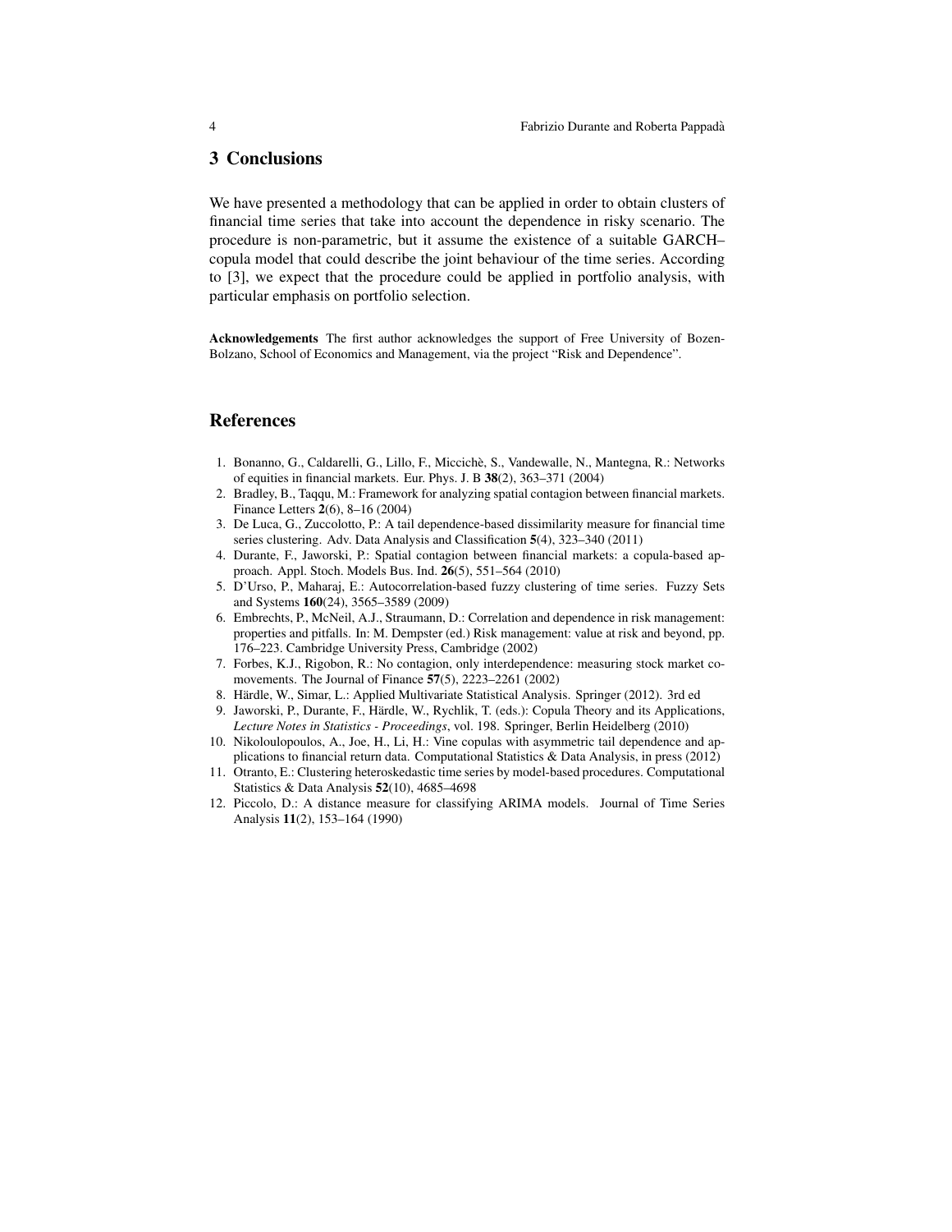## 3 Conclusions

We have presented a methodology that can be applied in order to obtain clusters of financial time series that take into account the dependence in risky scenario. The procedure is non-parametric, but it assume the existence of a suitable GARCH–copula model that could describe the joint behaviour of the time series. According to [3], we expect that the procedure could be applied in portfolio analysis, with particular emphasis on portfolio selection.

**Acknowledgements** The first author acknowledges the support of Free University of Bozen-Bolzano, School of Economics and Management, via the project "Risk and Dependence".

## References

1. Bonanno, G., Caldarelli, G., Lillo, F., Miccichè, S., Vandewalle, N., Mantegna, R.: Networks of equities in financial markets. Eur. Phys. J. B **38**(2), 363–371 (2004)
2. Bradley, B., Taqqu, M.: Framework for analyzing spatial contagion between financial markets. Finance Letters **2**(6), 8–16 (2004)
3. De Luca, G., Zuccolotto, P.: A tail dependence-based dissimilarity measure for financial time series clustering. Adv. Data Analysis and Classification **5**(4), 323–340 (2011)
4. Durante, F., Jaworski, P.: Spatial contagion between financial markets: a copula-based approach. Appl. Stoch. Models Bus. Ind. **26**(5), 551–564 (2010)
5. D'Urso, P., Maharaj, E.: Autocorrelation-based fuzzy clustering of time series. Fuzzy Sets and Systems **160**(24), 3565–3589 (2009)
6. Embrechts, P., McNeil, A.J., Straumann, D.: Correlation and dependence in risk management: properties and pitfalls. In: M. Dempster (ed.) Risk management: value at risk and beyond, pp. 176–223. Cambridge University Press, Cambridge (2002)
7. Forbes, K.J., Rigobon, R.: No contagion, only interdependence: measuring stock market co-movements. The Journal of Finance **57**(5), 2223–2261 (2002)
8. Härdle, W., Simar, L.: Applied Multivariate Statistical Analysis. Springer (2012). 3rd ed
9. Jaworski, P., Durante, F., Härdle, W., Rychlik, T. (eds.): Copula Theory and its Applications, *Lecture Notes in Statistics - Proceedings*, vol. 198. Springer, Berlin Heidelberg (2010)
10. Nikoloulopoulos, A., Joe, H., Li, H.: Vine copulas with asymmetric tail dependence and applications to financial return data. Computational Statistics & Data Analysis, in press (2012)
11. Otranto, E.: Clustering heteroskedastic time series by model-based procedures. Computational Statistics & Data Analysis **52**(10), 4685–4698
12. Piccolo, D.: A distance measure for classifying ARIMA models. Journal of Time Series Analysis **11**(2), 153–164 (1990)